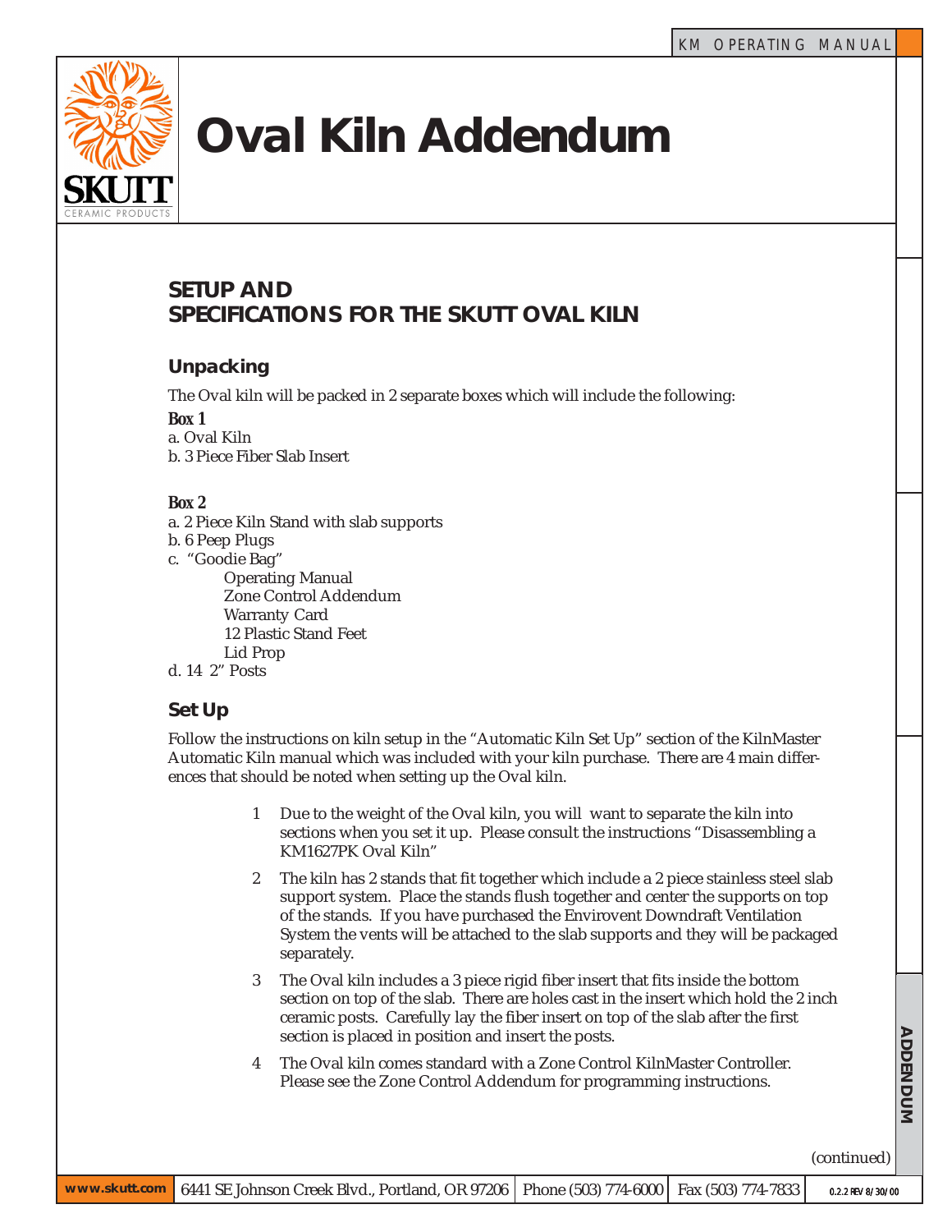# Oval Kiln Addendum

## SETUP AND SPECIFICATIONS FOR THE SKUTT OVAL KILN

### Unpacking

The Oval kiln will be packed in 2 separate boxes which will include the following:

***Box 1***

a. Oval Kiln
b. 3 Piece Fiber Slab Insert

***Box 2***

a. 2 Piece Kiln Stand with slab supports
b. 6 Peep Plugs
c. "Goodie Bag"
   - Operating Manual
   - Zone Control Addendum
   - Warranty Card
   - 12 Plastic Stand Feet
   - Lid Prop

d. 14 2" Posts

### Set Up

Follow the instructions on kiln setup in the "Automatic Kiln Set Up" section of the KilnMaster Automatic Kiln manual which was included with your kiln purchase. There are 4 main differences that should be noted when setting up the Oval kiln.

1. Due to the weight of the Oval kiln, you will want to separate the kiln into sections when you set it up. Please consult the instructions "Disassembling a KM1627PK Oval Kiln"
2. The kiln has 2 stands that fit together which include a 2 piece stainless steel slab support system. Place the stands flush together and center the supports on top of the stands. If you have purchased the Envirovent Downdraft Ventilation System the vents will be attached to the slab supports and they will be packaged separately.
3. The Oval kiln includes a 3 piece rigid fiber insert that fits inside the bottom section on top of the slab. There are holes cast in the insert which hold the 2 inch ceramic posts. Carefully lay the fiber insert on top of the slab after the first section is placed in position and insert the posts.
4. The Oval kiln comes standard with a Zone Control KilnMaster Controller. Please see the Zone Control Addendum for programming instructions.

(continued)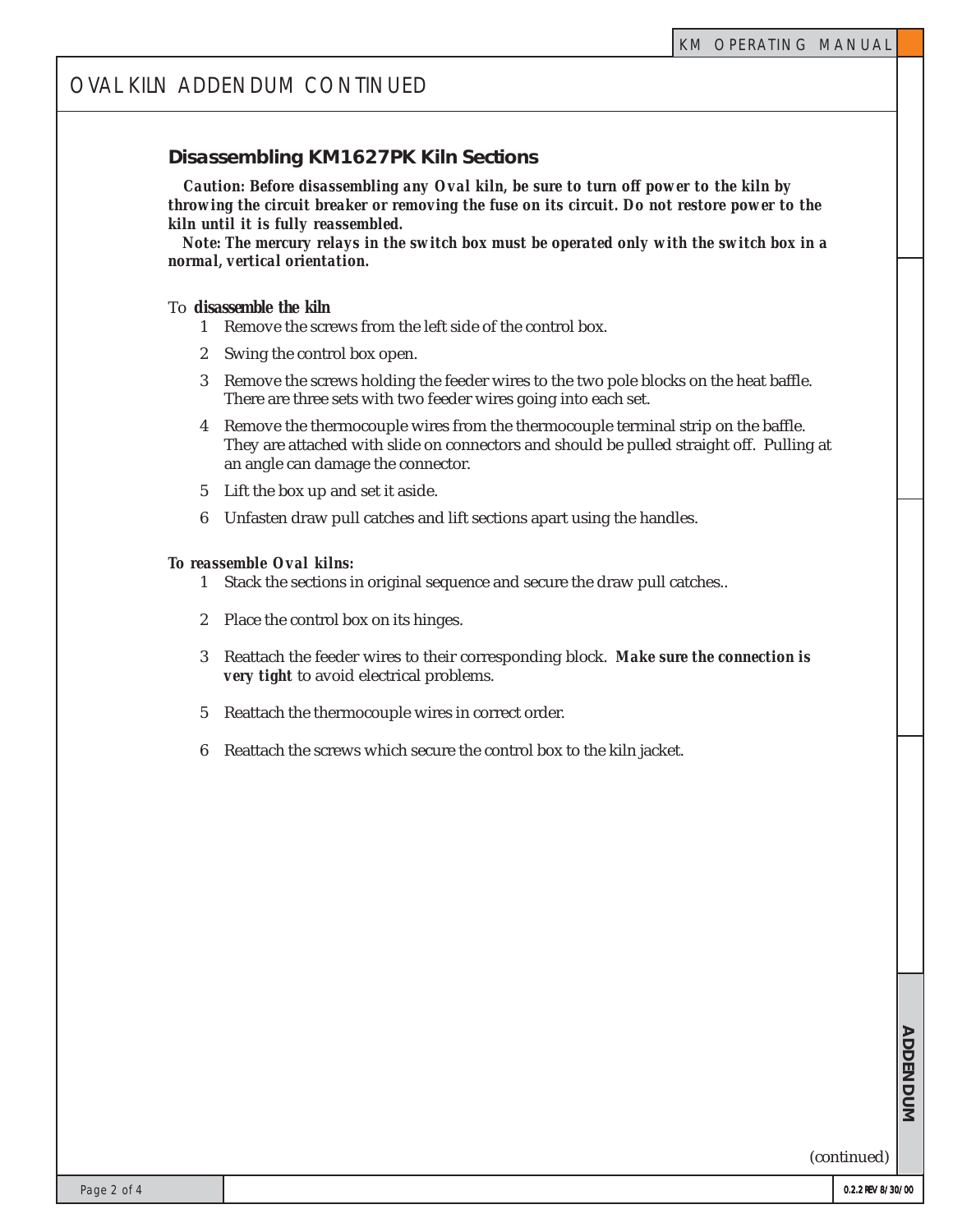# OVAL KILN ADDENDUM CONTINUED

## Disassembling KM1627PK Kiln Sections

***Caution:** Before disassembling any Oval kiln, be sure to turn off power to the kiln by throwing the circuit breaker or removing the fuse on its circuit. Do not restore power to the kiln until it is fully reassembled.*

***Note:** The mercury relays in the switch box must be operated only with the switch box in a normal, vertical orientation.*

To ***disassemble the kiln***

1. Remove the screws from the left side of the control box.
2. Swing the control box open.
3. Remove the screws holding the feeder wires to the two pole blocks on the heat baffle. There are three sets with two feeder wires going into each set.
4. Remove the thermocouple wires from the thermocouple terminal strip on the baffle. They are attached with slide on connectors and should be pulled straight off. Pulling at an angle can damage the connector.
5. Lift the box up and set it aside.
6. Unfasten draw pull catches and lift sections apart using the handles.

***To reassemble Oval kilns:***

1 Stack the sections in original sequence and secure the draw pull catches..

2 Place the control box on its hinges.

3 Reattach the feeder wires to their corresponding block. ***Make sure the connection is very tight*** to avoid electrical problems.

5 Reattach the thermocouple wires in correct order.

6 Reattach the screws which secure the control box to the kiln jacket.

(continued)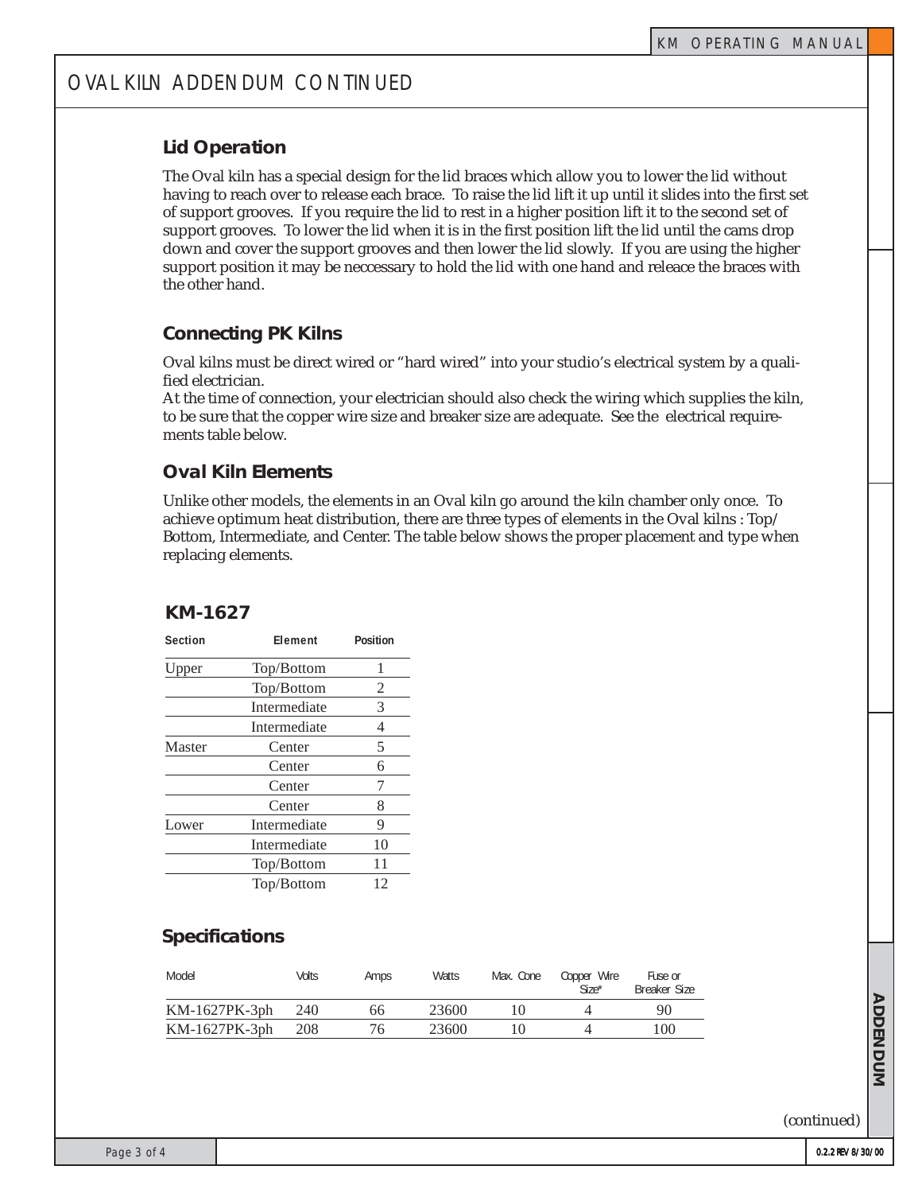# OVAL KILN ADDENDUM CONTINUED

## Lid Operation

The Oval kiln has a special design for the lid braces which allow you to lower the lid without having to reach over to release each brace. To raise the lid lift it up until it slides into the first set of support grooves. If you require the lid to rest in a higher position lift it to the second set of support grooves. To lower the lid when it is in the first position lift the lid until the cams drop down and cover the support grooves and then lower the lid slowly. If you are using the higher support position it may be neccessary to hold the lid with one hand and releace the braces with the other hand.

## Connecting PK Kilns

Oval kilns must be direct wired or “hard wired” into your studio’s electrical system by a qualified electrician.
At the time of connection, your electrician should also check the wiring which supplies the kiln, to be sure that the copper wire size and breaker size are adequate. See the electrical requirements table below.

## *Oval Kiln Elements*

Unlike other models, the elements in an Oval kiln go around the kiln chamber only once. To achieve optimum heat distribution, there are three types of elements in the Oval kilns : Top/Bottom, Intermediate, and Center. The table below shows the proper placement and type when replacing elements.

### KM-1627

| Section | Element | Position |
|---|---|---|
| Upper | Top/Bottom | 1 |
| | Top/Bottom | 2 |
| | Intermediate | 3 |
| | Intermediate | 4 |
| Master | Center | 5 |
| | Center | 6 |
| | Center | 7 |
| | Center | 8 |
| Lower | Intermediate | 9 |
| | Intermediate | 10 |
| | Top/Bottom | 11 |
| | Top/Bottom | 12 |

## Specifications

| Model | Volts | Amps | Watts | Max. Cone | Copper Wire Size* | Fuse or Breaker Size |
|---|---|---|---|---|---|---|
| KM-1627PK-3ph | 240 | 66 | 23600 | 10 | 4 | 90 |
| KM-1627PK-3ph | 208 | 76 | 23600 | 10 | 4 | 100 |

(continued)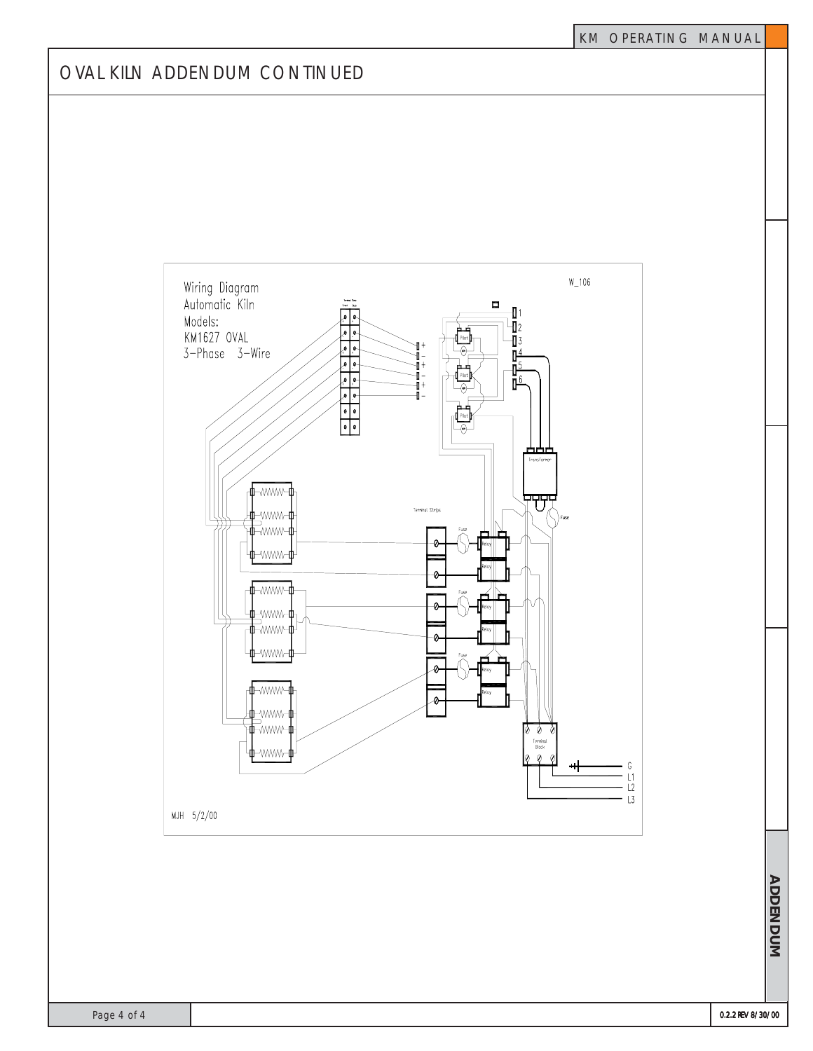# OVAL KILN ADDENDUM CONTINUED

Wiring Diagram
Automatic Kiln
Models:
KM1627 OVAL
3-Phase 3-Wire

W_106

+
−
+
−
+
−

1
2
3
4
5
6

Pilot
Pilot
Pilot

Transformer

Fuse

Terminal Strips

Fuse
Relay
Relay

Fuse
Relay
Relay

Fuse
Relay
Relay

Terminal Block

G
L1
L2
L3

MJH 5/2/00